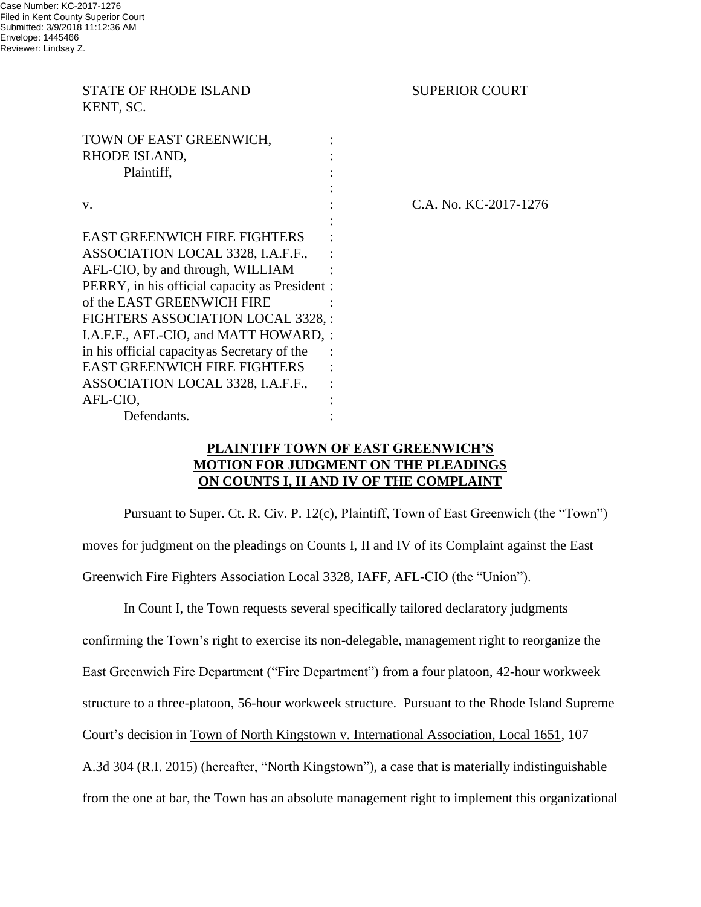Case Number: KC-2017-1276
Filed in Kent County Superior Court
Submitted: 3/9/2018 11:12:36 AM
Envelope: 1445466
Reviewer: Lindsay Z.

STATE OF RHODE ISLAND
KENT, SC.

SUPERIOR COURT

TOWN OF EAST GREENWICH, RHODE ISLAND,
Plaintiff,

v.

C.A. No. KC-2017-1276

EAST GREENWICH FIRE FIGHTERS ASSOCIATION LOCAL 3328, I.A.F.F., AFL-CIO, by and through, WILLIAM PERRY, in his official capacity as President of the EAST GREENWICH FIRE FIGHTERS ASSOCIATION LOCAL 3328, I.A.F.F., AFL-CIO, and MATT HOWARD, in his official capacity as Secretary of the EAST GREENWICH FIRE FIGHTERS ASSOCIATION LOCAL 3328, I.A.F.F., AFL-CIO,
Defendants.

**PLAINTIFF TOWN OF EAST GREENWICH'S MOTION FOR JUDGMENT ON THE PLEADINGS ON COUNTS I, II AND IV OF THE COMPLAINT**

Pursuant to Super. Ct. R. Civ. P. 12(c), Plaintiff, Town of East Greenwich (the "Town") moves for judgment on the pleadings on Counts I, II and IV of its Complaint against the East Greenwich Fire Fighters Association Local 3328, IAFF, AFL-CIO (the "Union").

In Count I, the Town requests several specifically tailored declaratory judgments confirming the Town's right to exercise its non-delegable, management right to reorganize the East Greenwich Fire Department ("Fire Department") from a four platoon, 42-hour workweek structure to a three-platoon, 56-hour workweek structure. Pursuant to the Rhode Island Supreme Court's decision in Town of North Kingstown v. International Association, Local 1651, 107 A.3d 304 (R.I. 2015) (hereafter, "North Kingstown"), a case that is materially indistinguishable from the one at bar, the Town has an absolute management right to implement this organizational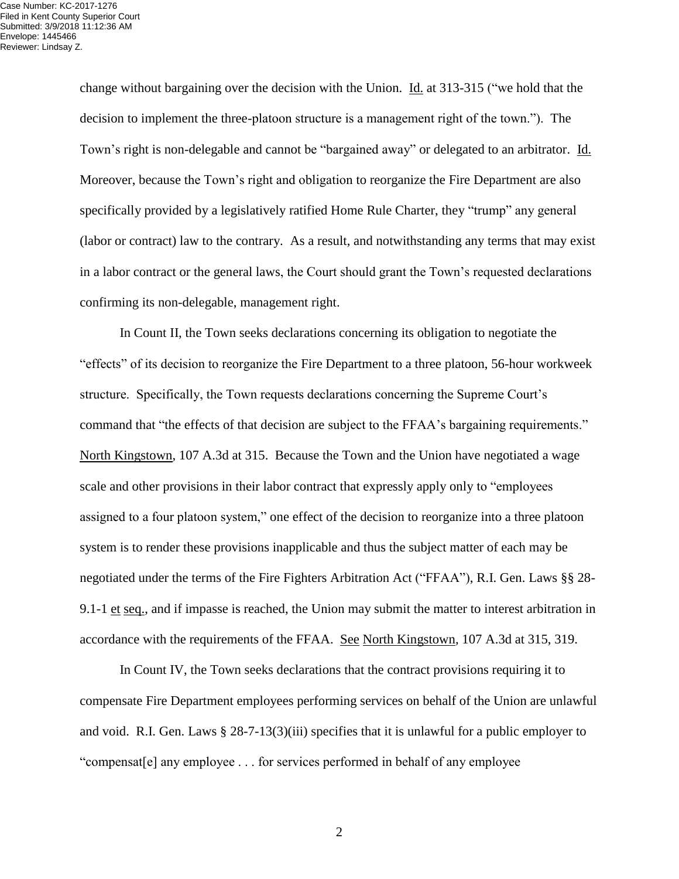change without bargaining over the decision with the Union. Id. at 313-315 ("we hold that the decision to implement the three-platoon structure is a management right of the town."). The Town's right is non-delegable and cannot be "bargained away" or delegated to an arbitrator. Id. Moreover, because the Town's right and obligation to reorganize the Fire Department are also specifically provided by a legislatively ratified Home Rule Charter, they "trump" any general (labor or contract) law to the contrary. As a result, and notwithstanding any terms that may exist in a labor contract or the general laws, the Court should grant the Town's requested declarations confirming its non-delegable, management right.

In Count II, the Town seeks declarations concerning its obligation to negotiate the "effects" of its decision to reorganize the Fire Department to a three platoon, 56-hour workweek structure. Specifically, the Town requests declarations concerning the Supreme Court's command that "the effects of that decision are subject to the FFAA's bargaining requirements." North Kingstown, 107 A.3d at 315. Because the Town and the Union have negotiated a wage scale and other provisions in their labor contract that expressly apply only to "employees assigned to a four platoon system," one effect of the decision to reorganize into a three platoon system is to render these provisions inapplicable and thus the subject matter of each may be negotiated under the terms of the Fire Fighters Arbitration Act ("FFAA"), R.I. Gen. Laws §§ 28-9.1-1 et seq., and if impasse is reached, the Union may submit the matter to interest arbitration in accordance with the requirements of the FFAA. See North Kingstown, 107 A.3d at 315, 319.

In Count IV, the Town seeks declarations that the contract provisions requiring it to compensate Fire Department employees performing services on behalf of the Union are unlawful and void. R.I. Gen. Laws § 28-7-13(3)(iii) specifies that it is unlawful for a public employer to "compensat[e] any employee . . . for services performed in behalf of any employee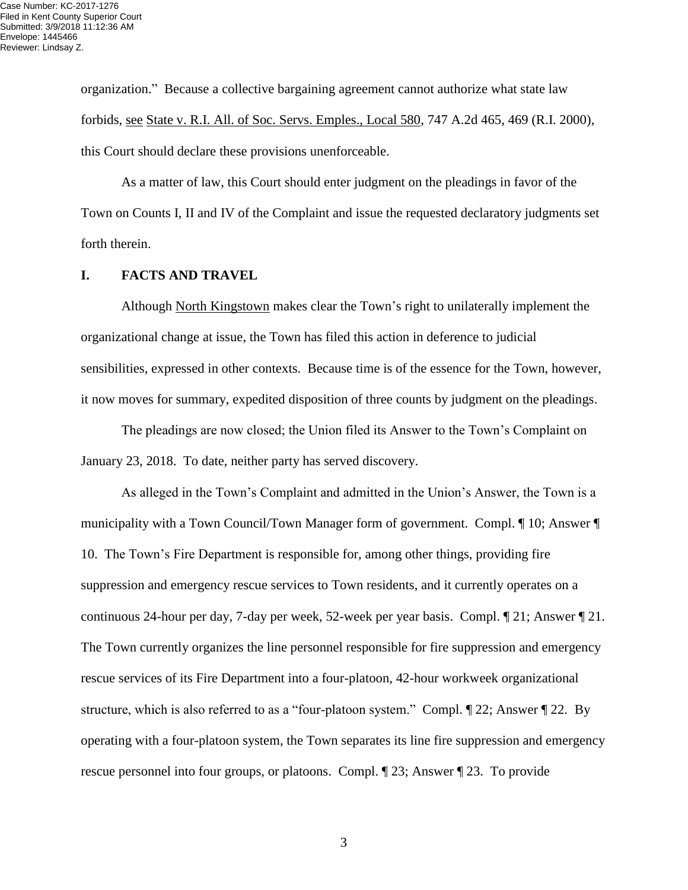organization." Because a collective bargaining agreement cannot authorize what state law forbids, see State v. R.I. All. of Soc. Servs. Emples., Local 580, 747 A.2d 465, 469 (R.I. 2000), this Court should declare these provisions unenforceable.

As a matter of law, this Court should enter judgment on the pleadings in favor of the Town on Counts I, II and IV of the Complaint and issue the requested declaratory judgments set forth therein.

## I. FACTS AND TRAVEL

Although North Kingstown makes clear the Town's right to unilaterally implement the organizational change at issue, the Town has filed this action in deference to judicial sensibilities, expressed in other contexts. Because time is of the essence for the Town, however, it now moves for summary, expedited disposition of three counts by judgment on the pleadings.

The pleadings are now closed; the Union filed its Answer to the Town's Complaint on January 23, 2018. To date, neither party has served discovery.

As alleged in the Town's Complaint and admitted in the Union's Answer, the Town is a municipality with a Town Council/Town Manager form of government. Compl. ¶ 10; Answer ¶ 10. The Town's Fire Department is responsible for, among other things, providing fire suppression and emergency rescue services to Town residents, and it currently operates on a continuous 24-hour per day, 7-day per week, 52-week per year basis. Compl. ¶ 21; Answer ¶ 21. The Town currently organizes the line personnel responsible for fire suppression and emergency rescue services of its Fire Department into a four-platoon, 42-hour workweek organizational structure, which is also referred to as a "four-platoon system." Compl. ¶ 22; Answer ¶ 22. By operating with a four-platoon system, the Town separates its line fire suppression and emergency rescue personnel into four groups, or platoons. Compl. ¶ 23; Answer ¶ 23. To provide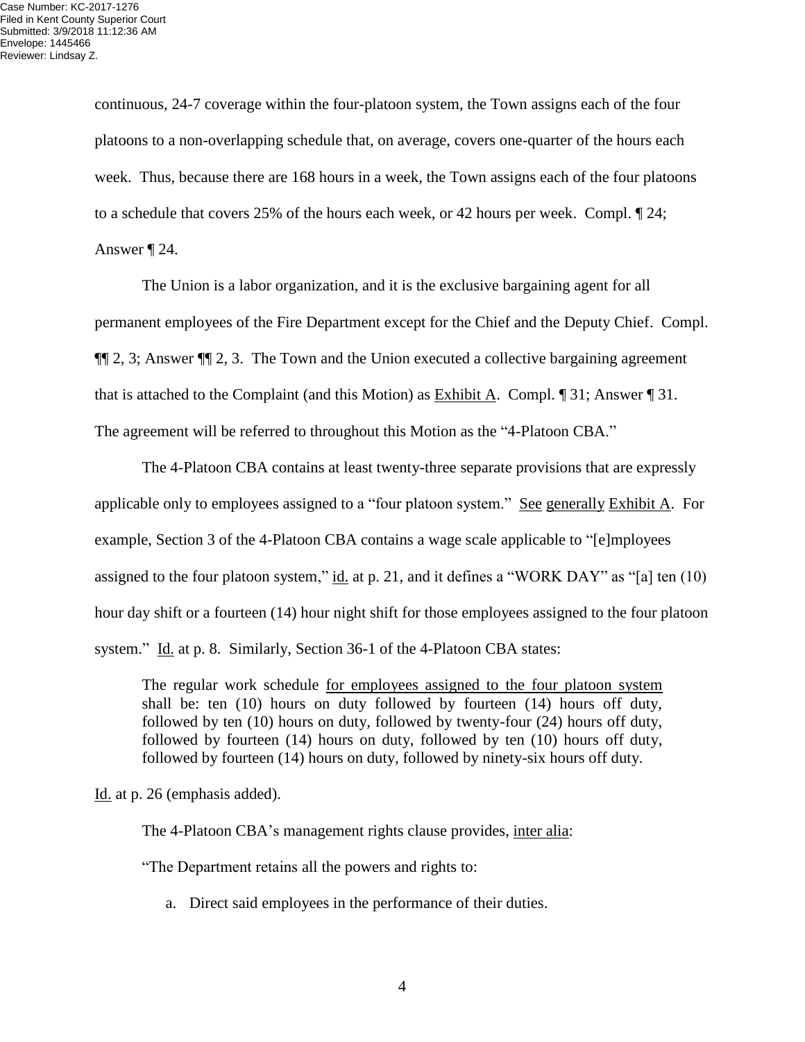continuous, 24-7 coverage within the four-platoon system, the Town assigns each of the four platoons to a non-overlapping schedule that, on average, covers one-quarter of the hours each week. Thus, because there are 168 hours in a week, the Town assigns each of the four platoons to a schedule that covers 25% of the hours each week, or 42 hours per week. Compl. ¶ 24; Answer ¶ 24.

The Union is a labor organization, and it is the exclusive bargaining agent for all permanent employees of the Fire Department except for the Chief and the Deputy Chief. Compl. ¶¶ 2, 3; Answer ¶¶ 2, 3. The Town and the Union executed a collective bargaining agreement that is attached to the Complaint (and this Motion) as Exhibit A. Compl. ¶ 31; Answer ¶ 31. The agreement will be referred to throughout this Motion as the "4-Platoon CBA."

The 4-Platoon CBA contains at least twenty-three separate provisions that are expressly applicable only to employees assigned to a "four platoon system." See generally Exhibit A. For example, Section 3 of the 4-Platoon CBA contains a wage scale applicable to "[e]mployees assigned to the four platoon system," id. at p. 21, and it defines a "WORK DAY" as "[a] ten (10) hour day shift or a fourteen (14) hour night shift for those employees assigned to the four platoon system." Id. at p. 8. Similarly, Section 36-1 of the 4-Platoon CBA states:

> The regular work schedule for employees assigned to the four platoon system shall be: ten (10) hours on duty followed by fourteen (14) hours off duty, followed by ten (10) hours on duty, followed by twenty-four (24) hours off duty, followed by fourteen (14) hours on duty, followed by ten (10) hours off duty, followed by fourteen (14) hours on duty, followed by ninety-six hours off duty.

Id. at p. 26 (emphasis added).

The 4-Platoon CBA's management rights clause provides, inter alia:

"The Department retains all the powers and rights to:

a. Direct said employees in the performance of their duties.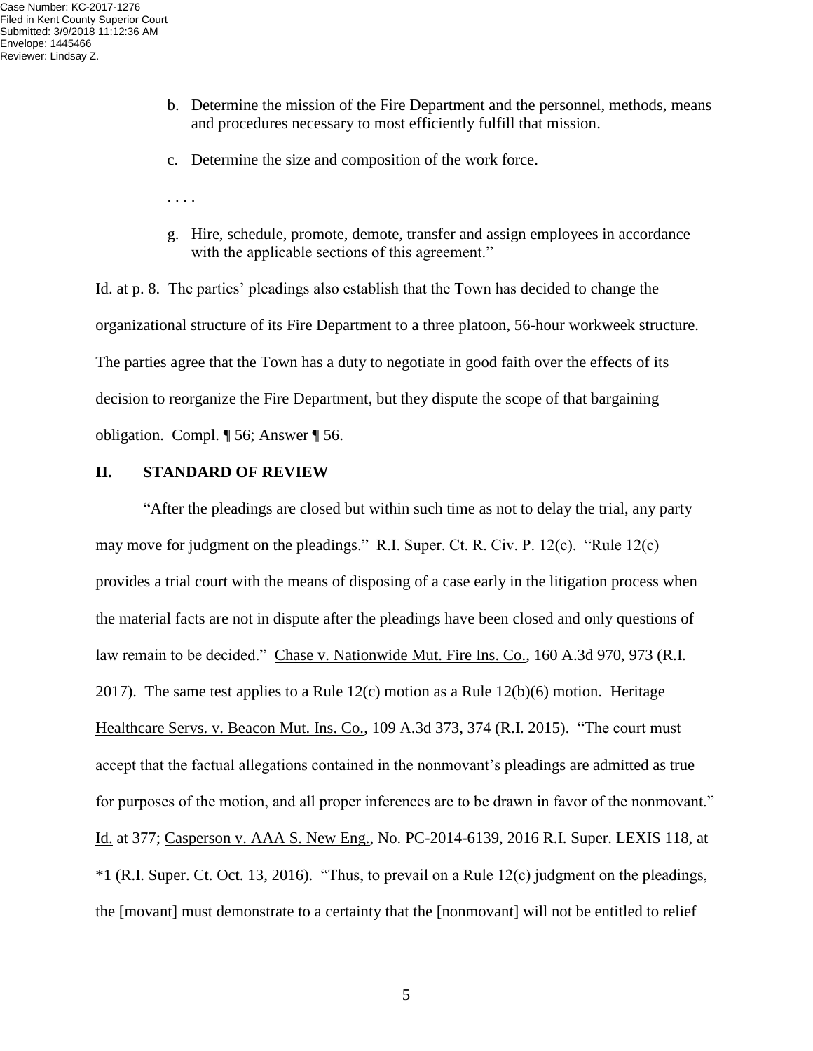b. Determine the mission of the Fire Department and the personnel, methods, means and procedures necessary to most efficiently fulfill that mission.

c. Determine the size and composition of the work force.

. . . .

g. Hire, schedule, promote, demote, transfer and assign employees in accordance with the applicable sections of this agreement."

Id. at p. 8. The parties' pleadings also establish that the Town has decided to change the organizational structure of its Fire Department to a three platoon, 56-hour workweek structure. The parties agree that the Town has a duty to negotiate in good faith over the effects of its decision to reorganize the Fire Department, but they dispute the scope of that bargaining obligation. Compl. ¶ 56; Answer ¶ 56.

## II. STANDARD OF REVIEW

"After the pleadings are closed but within such time as not to delay the trial, any party may move for judgment on the pleadings." R.I. Super. Ct. R. Civ. P. 12(c). "Rule 12(c) provides a trial court with the means of disposing of a case early in the litigation process when the material facts are not in dispute after the pleadings have been closed and only questions of law remain to be decided." Chase v. Nationwide Mut. Fire Ins. Co., 160 A.3d 970, 973 (R.I. 2017). The same test applies to a Rule 12(c) motion as a Rule 12(b)(6) motion. Heritage Healthcare Servs. v. Beacon Mut. Ins. Co., 109 A.3d 373, 374 (R.I. 2015). "The court must accept that the factual allegations contained in the nonmovant's pleadings are admitted as true for purposes of the motion, and all proper inferences are to be drawn in favor of the nonmovant." Id. at 377; Casperson v. AAA S. New Eng., No. PC-2014-6139, 2016 R.I. Super. LEXIS 118, at *1 (R.I. Super. Ct. Oct. 13, 2016). "Thus, to prevail on a Rule 12(c) judgment on the pleadings, the [movant] must demonstrate to a certainty that the [nonmovant] will not be entitled to relief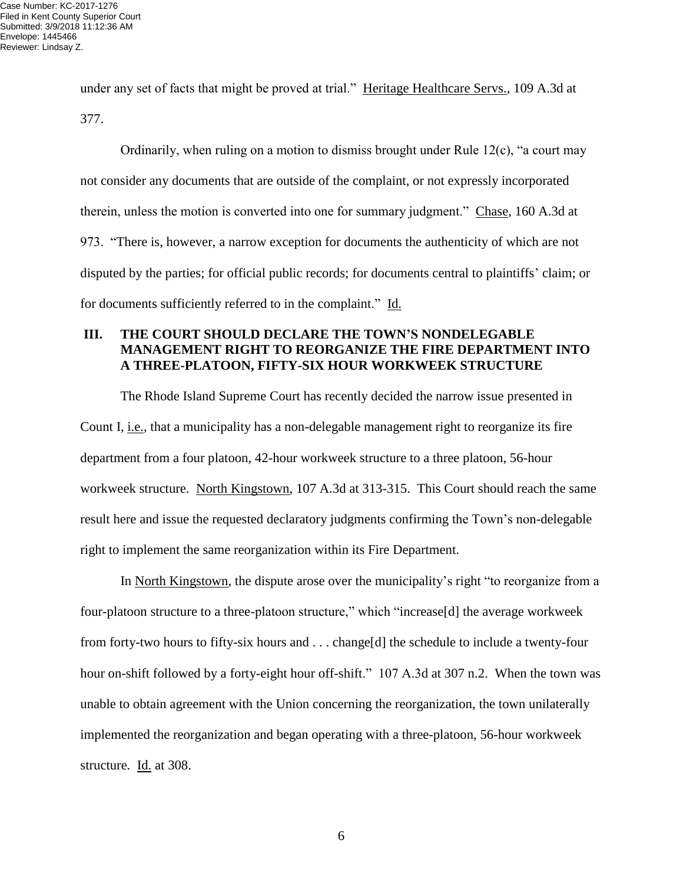under any set of facts that might be proved at trial." Heritage Healthcare Servs., 109 A.3d at 377.

Ordinarily, when ruling on a motion to dismiss brought under Rule 12(c), "a court may not consider any documents that are outside of the complaint, or not expressly incorporated therein, unless the motion is converted into one for summary judgment." Chase, 160 A.3d at 973. "There is, however, a narrow exception for documents the authenticity of which are not disputed by the parties; for official public records; for documents central to plaintiffs' claim; or for documents sufficiently referred to in the complaint." Id.

## III. THE COURT SHOULD DECLARE THE TOWN'S NONDELEGABLE MANAGEMENT RIGHT TO REORGANIZE THE FIRE DEPARTMENT INTO A THREE-PLATOON, FIFTY-SIX HOUR WORKWEEK STRUCTURE

The Rhode Island Supreme Court has recently decided the narrow issue presented in Count I, i.e., that a municipality has a non-delegable management right to reorganize its fire department from a four platoon, 42-hour workweek structure to a three platoon, 56-hour workweek structure. North Kingstown, 107 A.3d at 313-315. This Court should reach the same result here and issue the requested declaratory judgments confirming the Town's non-delegable right to implement the same reorganization within its Fire Department.

In North Kingstown, the dispute arose over the municipality's right "to reorganize from a four-platoon structure to a three-platoon structure," which "increase[d] the average workweek from forty-two hours to fifty-six hours and . . . change[d] the schedule to include a twenty-four hour on-shift followed by a forty-eight hour off-shift." 107 A.3d at 307 n.2. When the town was unable to obtain agreement with the Union concerning the reorganization, the town unilaterally implemented the reorganization and began operating with a three-platoon, 56-hour workweek structure. Id. at 308.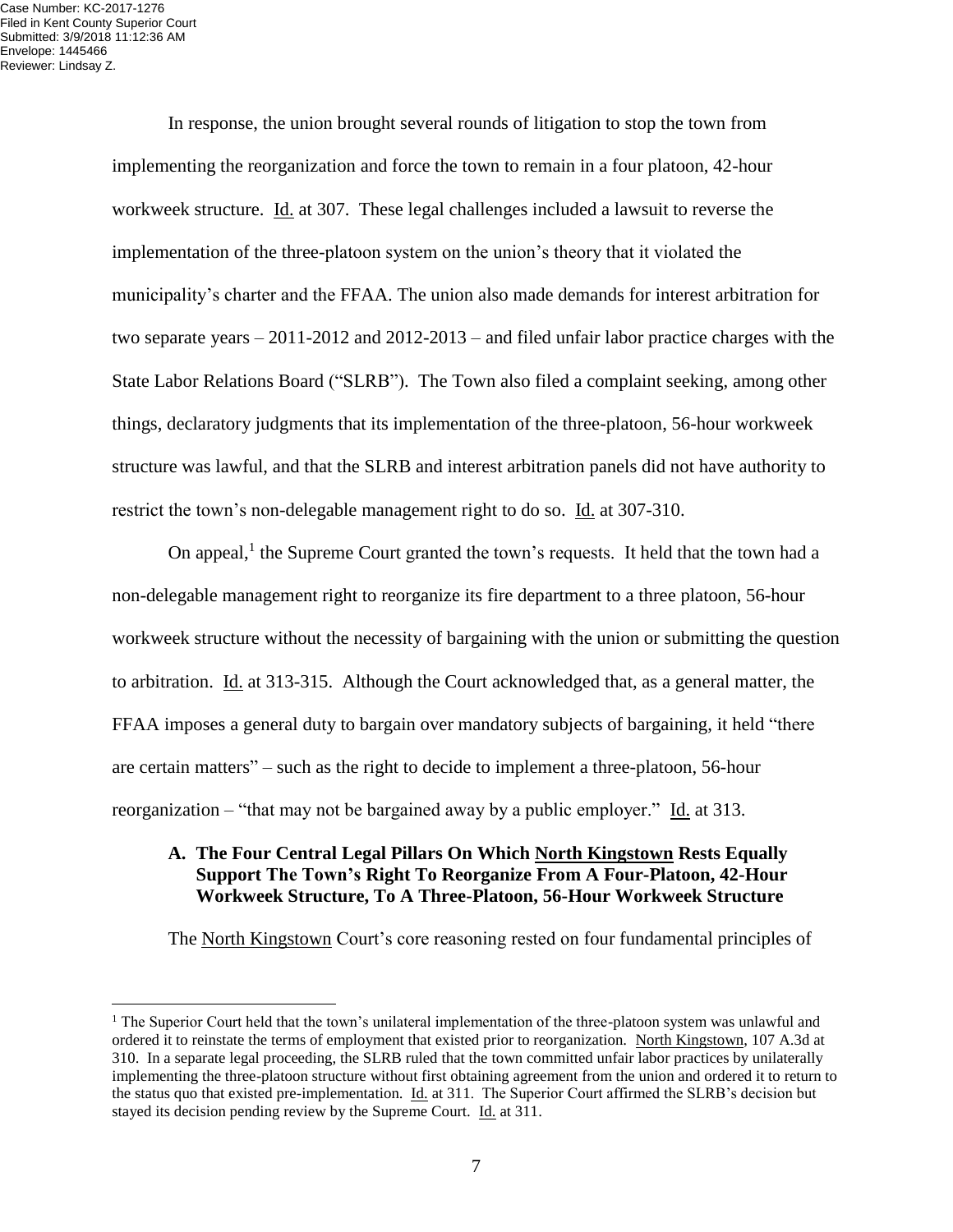In response, the union brought several rounds of litigation to stop the town from implementing the reorganization and force the town to remain in a four platoon, 42-hour workweek structure. Id. at 307. These legal challenges included a lawsuit to reverse the implementation of the three-platoon system on the union's theory that it violated the municipality's charter and the FFAA. The union also made demands for interest arbitration for two separate years – 2011-2012 and 2012-2013 – and filed unfair labor practice charges with the State Labor Relations Board ("SLRB"). The Town also filed a complaint seeking, among other things, declaratory judgments that its implementation of the three-platoon, 56-hour workweek structure was lawful, and that the SLRB and interest arbitration panels did not have authority to restrict the town's non-delegable management right to do so. Id. at 307-310.

On appeal,[1] the Supreme Court granted the town's requests. It held that the town had a non-delegable management right to reorganize its fire department to a three platoon, 56-hour workweek structure without the necessity of bargaining with the union or submitting the question to arbitration. Id. at 313-315. Although the Court acknowledged that, as a general matter, the FFAA imposes a general duty to bargain over mandatory subjects of bargaining, it held "there are certain matters" – such as the right to decide to implement a three-platoon, 56-hour reorganization – "that may not be bargained away by a public employer." Id. at 313.

### A. The Four Central Legal Pillars On Which North Kingstown Rests Equally Support The Town's Right To Reorganize From A Four-Platoon, 42-Hour Workweek Structure, To A Three-Platoon, 56-Hour Workweek Structure

The North Kingstown Court's core reasoning rested on four fundamental principles of

---

[1] The Superior Court held that the town's unilateral implementation of the three-platoon system was unlawful and ordered it to reinstate the terms of employment that existed prior to reorganization. North Kingstown, 107 A.3d at 310. In a separate legal proceeding, the SLRB ruled that the town committed unfair labor practices by unilaterally implementing the three-platoon structure without first obtaining agreement from the union and ordered it to return to the status quo that existed pre-implementation. Id. at 311. The Superior Court affirmed the SLRB's decision but stayed its decision pending review by the Supreme Court. Id. at 311.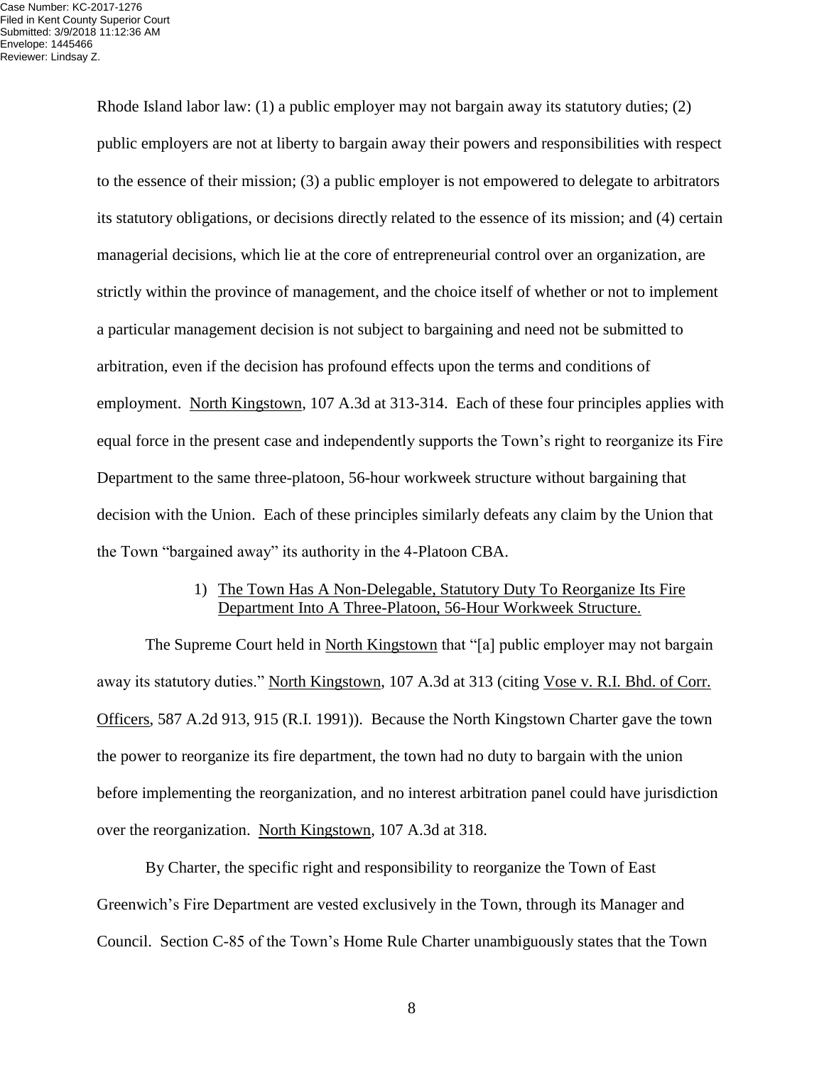Rhode Island labor law: (1) a public employer may not bargain away its statutory duties; (2) public employers are not at liberty to bargain away their powers and responsibilities with respect to the essence of their mission; (3) a public employer is not empowered to delegate to arbitrators its statutory obligations, or decisions directly related to the essence of its mission; and (4) certain managerial decisions, which lie at the core of entrepreneurial control over an organization, are strictly within the province of management, and the choice itself of whether or not to implement a particular management decision is not subject to bargaining and need not be submitted to arbitration, even if the decision has profound effects upon the terms and conditions of employment. North Kingstown, 107 A.3d at 313-314. Each of these four principles applies with equal force in the present case and independently supports the Town's right to reorganize its Fire Department to the same three-platoon, 56-hour workweek structure without bargaining that decision with the Union. Each of these principles similarly defeats any claim by the Union that the Town "bargained away" its authority in the 4-Platoon CBA.

1) The Town Has A Non-Delegable, Statutory Duty To Reorganize Its Fire Department Into A Three-Platoon, 56-Hour Workweek Structure.

The Supreme Court held in North Kingstown that "[a] public employer may not bargain away its statutory duties." North Kingstown, 107 A.3d at 313 (citing Vose v. R.I. Bhd. of Corr. Officers, 587 A.2d 913, 915 (R.I. 1991)). Because the North Kingstown Charter gave the town the power to reorganize its fire department, the town had no duty to bargain with the union before implementing the reorganization, and no interest arbitration panel could have jurisdiction over the reorganization. North Kingstown, 107 A.3d at 318.

By Charter, the specific right and responsibility to reorganize the Town of East Greenwich's Fire Department are vested exclusively in the Town, through its Manager and Council. Section C-85 of the Town's Home Rule Charter unambiguously states that the Town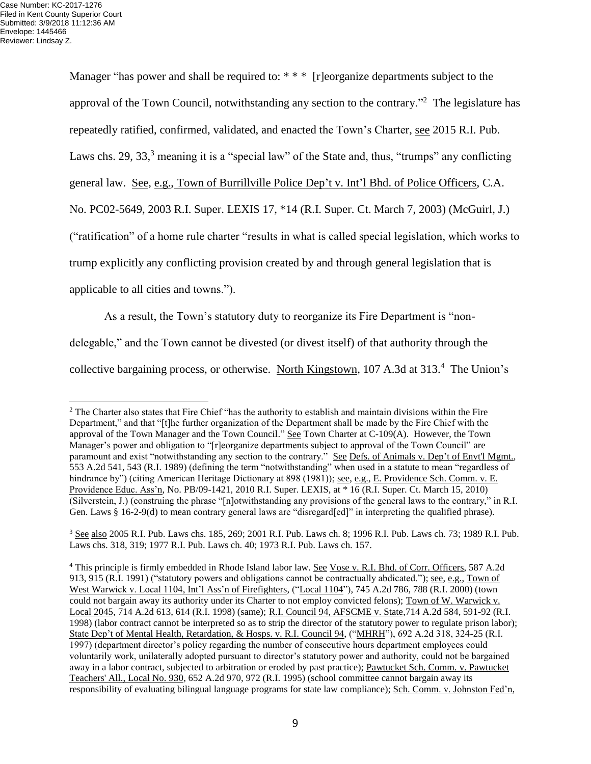Manager "has power and shall be required to: * * * [r]eorganize departments subject to the approval of the Town Council, notwithstanding any section to the contrary."[2] The legislature has repeatedly ratified, confirmed, validated, and enacted the Town's Charter, see 2015 R.I. Pub. Laws chs. 29, 33,[3] meaning it is a "special law" of the State and, thus, "trumps" any conflicting general law. See, e.g., Town of Burrillville Police Dep't v. Int'l Bhd. of Police Officers, C.A. No. PC02-5649, 2003 R.I. Super. LEXIS 17, *14 (R.I. Super. Ct. March 7, 2003) (McGuirl, J.) ("ratification" of a home rule charter "results in what is called special legislation, which works to trump explicitly any conflicting provision created by and through general legislation that is applicable to all cities and towns.").

As a result, the Town's statutory duty to reorganize its Fire Department is "non-delegable," and the Town cannot be divested (or divest itself) of that authority through the collective bargaining process, or otherwise. North Kingstown, 107 A.3d at 313.[4] The Union's

---

[2] The Charter also states that Fire Chief "has the authority to establish and maintain divisions within the Fire Department," and that "[t]he further organization of the Department shall be made by the Fire Chief with the approval of the Town Manager and the Town Council." See Town Charter at C-109(A). However, the Town Manager's power and obligation to "[r]eorganize departments subject to approval of the Town Council" are paramount and exist "notwithstanding any section to the contrary." See Defs. of Animals v. Dep't of Envt'l Mgmt., 553 A.2d 541, 543 (R.I. 1989) (defining the term "notwithstanding" when used in a statute to mean "regardless of hindrance by") (citing American Heritage Dictionary at 898 (1981)); see, e.g., E. Providence Sch. Comm. v. E. Providence Educ. Ass'n, No. PB/09-1421, 2010 R.I. Super. LEXIS, at * 16 (R.I. Super. Ct. March 15, 2010) (Silverstein, J.) (construing the phrase "[n]otwithstanding any provisions of the general laws to the contrary," in R.I. Gen. Laws § 16-2-9(d) to mean contrary general laws are "disregard[ed]" in interpreting the qualified phrase).

[3] See also 2005 R.I. Pub. Laws chs. 185, 269; 2001 R.I. Pub. Laws ch. 8; 1996 R.I. Pub. Laws ch. 73; 1989 R.I. Pub. Laws chs. 318, 319; 1977 R.I. Pub. Laws ch. 40; 1973 R.I. Pub. Laws ch. 157.

[4] This principle is firmly embedded in Rhode Island labor law. See Vose v. R.I. Bhd. of Corr. Officers, 587 A.2d 913, 915 (R.I. 1991) ("statutory powers and obligations cannot be contractually abdicated."); see, e.g., Town of West Warwick v. Local 1104, Int'l Ass'n of Firefighters, ("Local 1104"), 745 A.2d 786, 788 (R.I. 2000) (town could not bargain away its authority under its Charter to not employ convicted felons); Town of W. Warwick v. Local 2045, 714 A.2d 613, 614 (R.I. 1998) (same); R.I. Council 94, AFSCME v. State,714 A.2d 584, 591-92 (R.I. 1998) (labor contract cannot be interpreted so as to strip the director of the statutory power to regulate prison labor); State Dep't of Mental Health, Retardation, & Hosps. v. R.I. Council 94, ("MHRH"), 692 A.2d 318, 324-25 (R.I. 1997) (department director's policy regarding the number of consecutive hours department employees could voluntarily work, unilaterally adopted pursuant to director's statutory power and authority, could not be bargained away in a labor contract, subjected to arbitration or eroded by past practice); Pawtucket Sch. Comm. v. Pawtucket Teachers' All., Local No. 930, 652 A.2d 970, 972 (R.I. 1995) (school committee cannot bargain away its responsibility of evaluating bilingual language programs for state law compliance); Sch. Comm. v. Johnston Fed'n,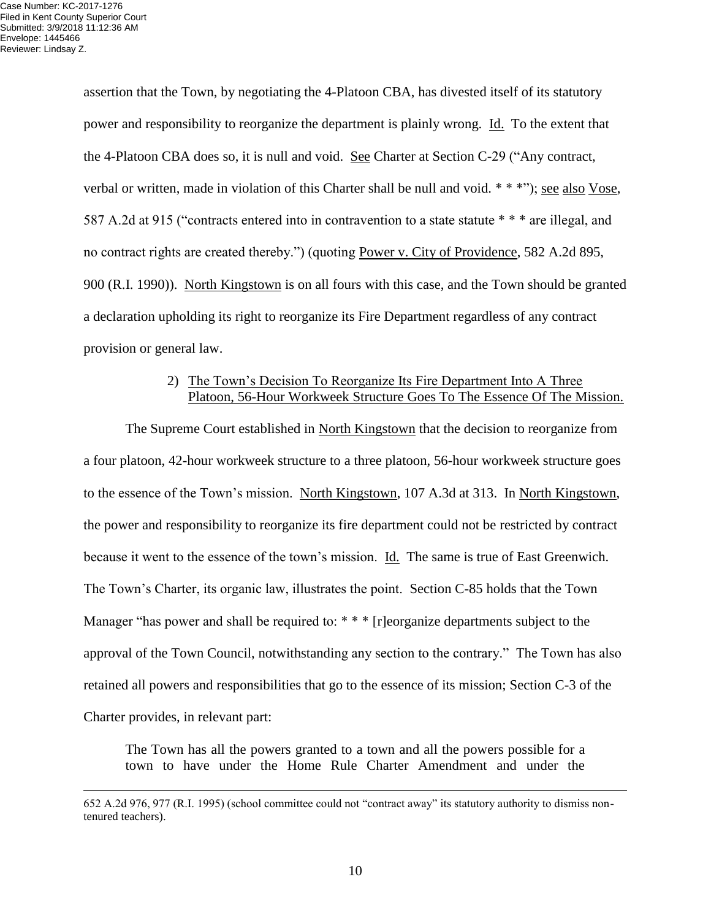assertion that the Town, by negotiating the 4-Platoon CBA, has divested itself of its statutory power and responsibility to reorganize the department is plainly wrong. Id. To the extent that the 4-Platoon CBA does so, it is null and void. See Charter at Section C-29 ("Any contract, verbal or written, made in violation of this Charter shall be null and void. * * *"); see also Vose, 587 A.2d at 915 ("contracts entered into in contravention to a state statute * * * are illegal, and no contract rights are created thereby.") (quoting Power v. City of Providence, 582 A.2d 895, 900 (R.I. 1990)). North Kingstown is on all fours with this case, and the Town should be granted a declaration upholding its right to reorganize its Fire Department regardless of any contract provision or general law.

2) The Town's Decision To Reorganize Its Fire Department Into A Three Platoon, 56-Hour Workweek Structure Goes To The Essence Of The Mission.

The Supreme Court established in North Kingstown that the decision to reorganize from a four platoon, 42-hour workweek structure to a three platoon, 56-hour workweek structure goes to the essence of the Town's mission. North Kingstown, 107 A.3d at 313. In North Kingstown, the power and responsibility to reorganize its fire department could not be restricted by contract because it went to the essence of the town's mission. Id. The same is true of East Greenwich. The Town's Charter, its organic law, illustrates the point. Section C-85 holds that the Town Manager "has power and shall be required to: * * * [r]eorganize departments subject to the approval of the Town Council, notwithstanding any section to the contrary." The Town has also retained all powers and responsibilities that go to the essence of its mission; Section C-3 of the Charter provides, in relevant part:

> The Town has all the powers granted to a town and all the powers possible for a town to have under the Home Rule Charter Amendment and under the

---

652 A.2d 976, 977 (R.I. 1995) (school committee could not "contract away" its statutory authority to dismiss non-tenured teachers).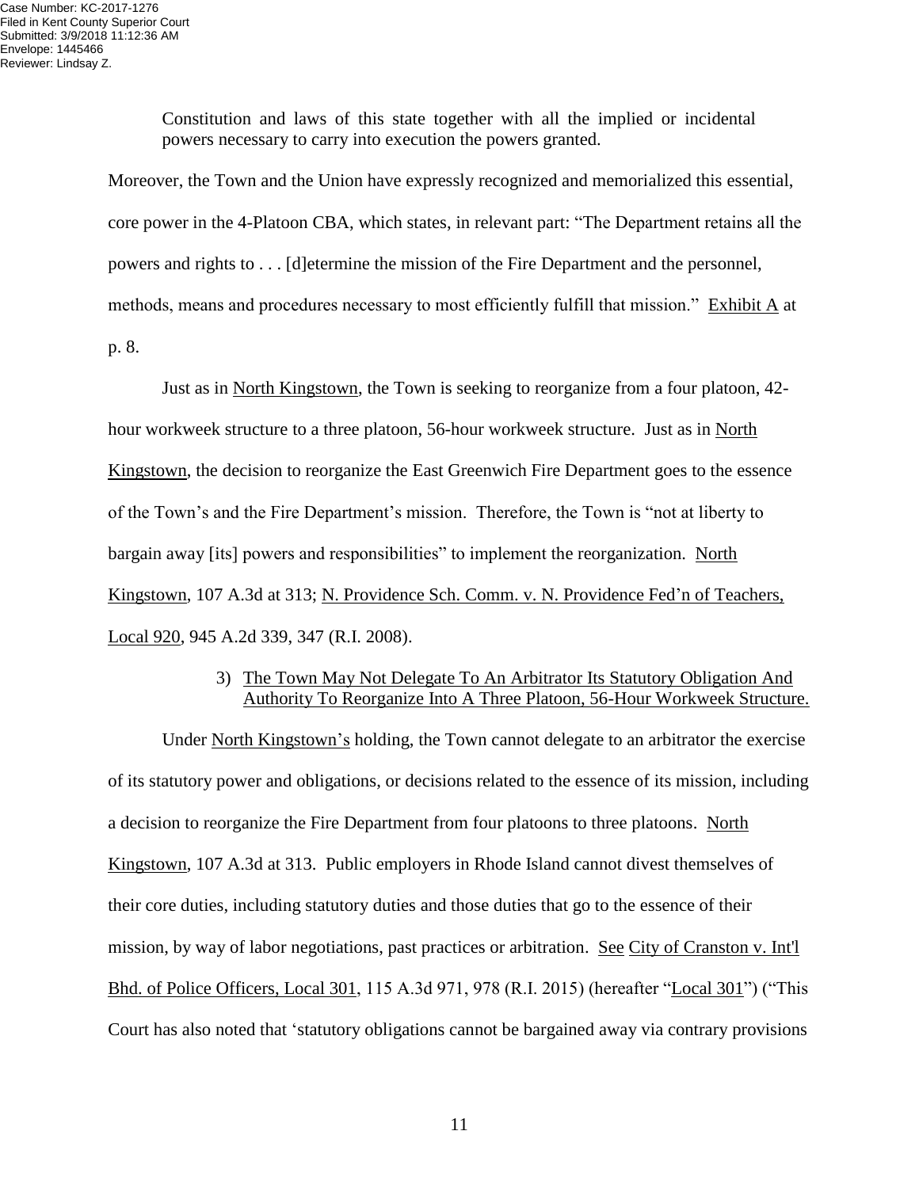> Constitution and laws of this state together with all the implied or incidental powers necessary to carry into execution the powers granted.

Moreover, the Town and the Union have expressly recognized and memorialized this essential, core power in the 4-Platoon CBA, which states, in relevant part: "The Department retains all the powers and rights to . . . [d]etermine the mission of the Fire Department and the personnel, methods, means and procedures necessary to most efficiently fulfill that mission." Exhibit A at p. 8.

Just as in North Kingstown, the Town is seeking to reorganize from a four platoon, 42-hour workweek structure to a three platoon, 56-hour workweek structure. Just as in North Kingstown, the decision to reorganize the East Greenwich Fire Department goes to the essence of the Town's and the Fire Department's mission. Therefore, the Town is "not at liberty to bargain away [its] powers and responsibilities" to implement the reorganization. North Kingstown, 107 A.3d at 313; N. Providence Sch. Comm. v. N. Providence Fed'n of Teachers, Local 920, 945 A.2d 339, 347 (R.I. 2008).

3) The Town May Not Delegate To An Arbitrator Its Statutory Obligation And Authority To Reorganize Into A Three Platoon, 56-Hour Workweek Structure.

Under North Kingstown's holding, the Town cannot delegate to an arbitrator the exercise of its statutory power and obligations, or decisions related to the essence of its mission, including a decision to reorganize the Fire Department from four platoons to three platoons. North Kingstown, 107 A.3d at 313. Public employers in Rhode Island cannot divest themselves of their core duties, including statutory duties and those duties that go to the essence of their mission, by way of labor negotiations, past practices or arbitration. See City of Cranston v. Int'l Bhd. of Police Officers, Local 301, 115 A.3d 971, 978 (R.I. 2015) (hereafter "Local 301") ("This Court has also noted that 'statutory obligations cannot be bargained away via contrary provisions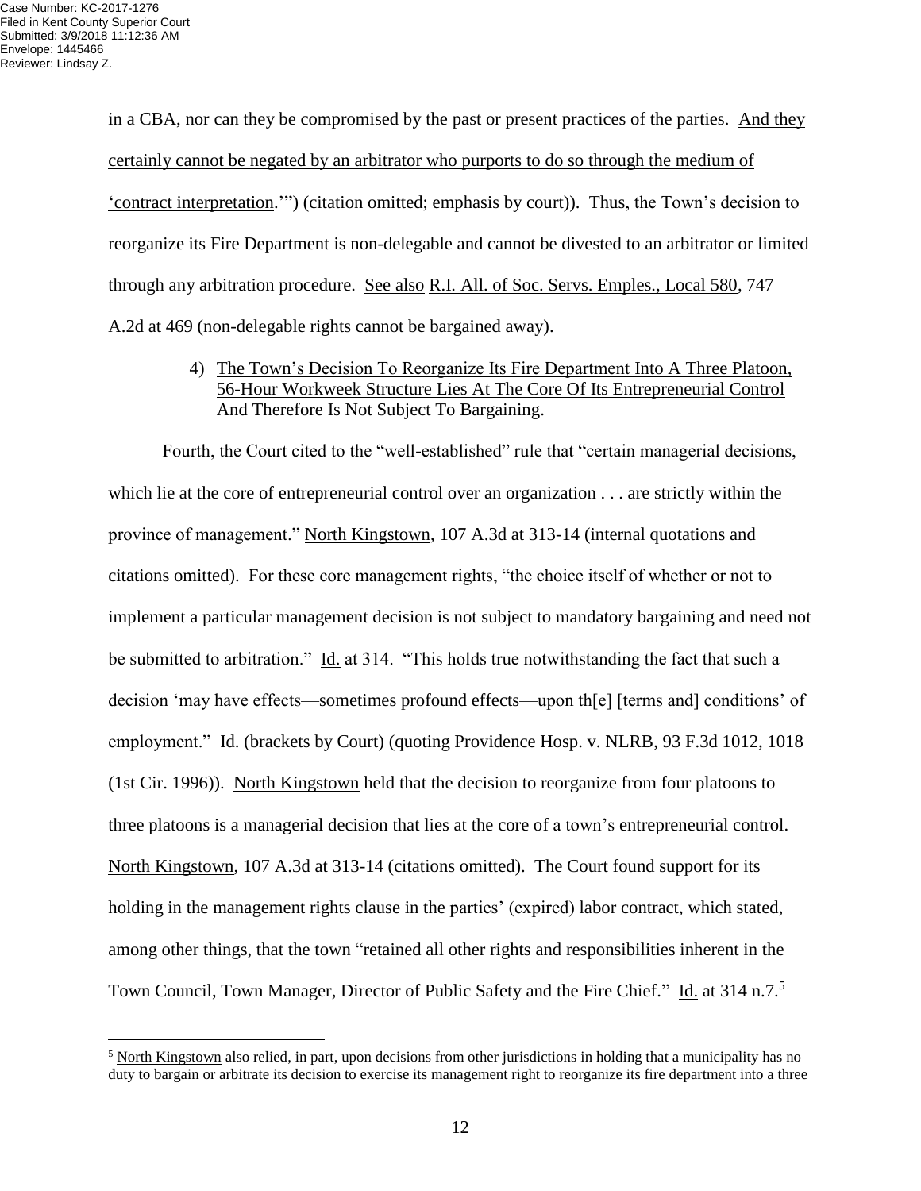in a CBA, nor can they be compromised by the past or present practices of the parties. <u>And they certainly cannot be negated by an arbitrator who purports to do so through the medium of 'contract interpretation</u>.'") (citation omitted; emphasis by court)). Thus, the Town's decision to reorganize its Fire Department is non-delegable and cannot be divested to an arbitrator or limited through any arbitration procedure. <u>See also</u> <u>R.I. All. of Soc. Servs. Emples., Local 580</u>, 747 A.2d at 469 (non-delegable rights cannot be bargained away).

4) <u>The Town's Decision To Reorganize Its Fire Department Into A Three Platoon, 56-Hour Workweek Structure Lies At The Core Of Its Entrepreneurial Control And Therefore Is Not Subject To Bargaining.</u>

Fourth, the Court cited to the "well-established" rule that "certain managerial decisions, which lie at the core of entrepreneurial control over an organization . . . are strictly within the province of management." <u>North Kingstown</u>, 107 A.3d at 313-14 (internal quotations and citations omitted). For these core management rights, "the choice itself of whether or not to implement a particular management decision is not subject to mandatory bargaining and need not be submitted to arbitration." <u>Id.</u> at 314. "This holds true notwithstanding the fact that such a decision 'may have effects—sometimes profound effects—upon th[e] [terms and] conditions' of employment." <u>Id.</u> (brackets by Court) (quoting <u>Providence Hosp. v. NLRB</u>, 93 F.3d 1012, 1018 (1st Cir. 1996)). <u>North Kingstown</u> held that the decision to reorganize from four platoons to three platoons is a managerial decision that lies at the core of a town's entrepreneurial control. <u>North Kingstown</u>, 107 A.3d at 313-14 (citations omitted). The Court found support for its holding in the management rights clause in the parties' (expired) labor contract, which stated, among other things, that the town "retained all other rights and responsibilities inherent in the Town Council, Town Manager, Director of Public Safety and the Fire Chief." <u>Id.</u> at 314 n.7.[5]

---

[5] <u>North Kingstown</u> also relied, in part, upon decisions from other jurisdictions in holding that a municipality has no duty to bargain or arbitrate its decision to exercise its management right to reorganize its fire department into a three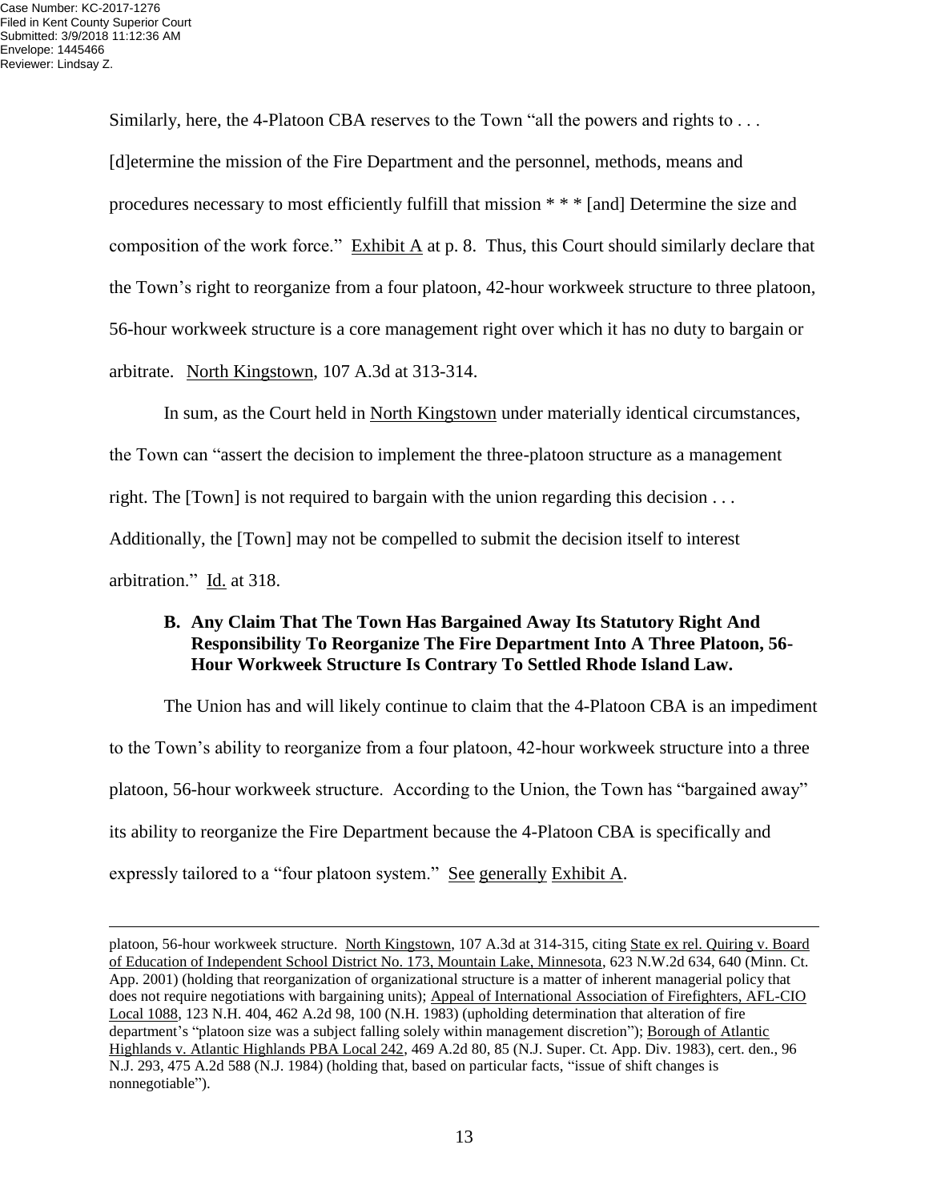Similarly, here, the 4-Platoon CBA reserves to the Town "all the powers and rights to . . . [d]etermine the mission of the Fire Department and the personnel, methods, means and procedures necessary to most efficiently fulfill that mission * * * [and] Determine the size and composition of the work force." Exhibit A at p. 8. Thus, this Court should similarly declare that the Town's right to reorganize from a four platoon, 42-hour workweek structure to three platoon, 56-hour workweek structure is a core management right over which it has no duty to bargain or arbitrate. North Kingstown, 107 A.3d at 313-314.

In sum, as the Court held in North Kingstown under materially identical circumstances, the Town can "assert the decision to implement the three-platoon structure as a management right. The [Town] is not required to bargain with the union regarding this decision . . . Additionally, the [Town] may not be compelled to submit the decision itself to interest arbitration." Id. at 318.

### B. Any Claim That The Town Has Bargained Away Its Statutory Right And Responsibility To Reorganize The Fire Department Into A Three Platoon, 56-Hour Workweek Structure Is Contrary To Settled Rhode Island Law.

The Union has and will likely continue to claim that the 4-Platoon CBA is an impediment to the Town's ability to reorganize from a four platoon, 42-hour workweek structure into a three platoon, 56-hour workweek structure. According to the Union, the Town has "bargained away" its ability to reorganize the Fire Department because the 4-Platoon CBA is specifically and expressly tailored to a "four platoon system." See generally Exhibit A.

---

platoon, 56-hour workweek structure. North Kingstown, 107 A.3d at 314-315, citing State ex rel. Quiring v. Board of Education of Independent School District No. 173, Mountain Lake, Minnesota, 623 N.W.2d 634, 640 (Minn. Ct. App. 2001) (holding that reorganization of organizational structure is a matter of inherent managerial policy that does not require negotiations with bargaining units); Appeal of International Association of Firefighters, AFL-CIO Local 1088, 123 N.H. 404, 462 A.2d 98, 100 (N.H. 1983) (upholding determination that alteration of fire department's "platoon size was a subject falling solely within management discretion"); Borough of Atlantic Highlands v. Atlantic Highlands PBA Local 242, 469 A.2d 80, 85 (N.J. Super. Ct. App. Div. 1983), cert. den., 96 N.J. 293, 475 A.2d 588 (N.J. 1984) (holding that, based on particular facts, "issue of shift changes is nonnegotiable").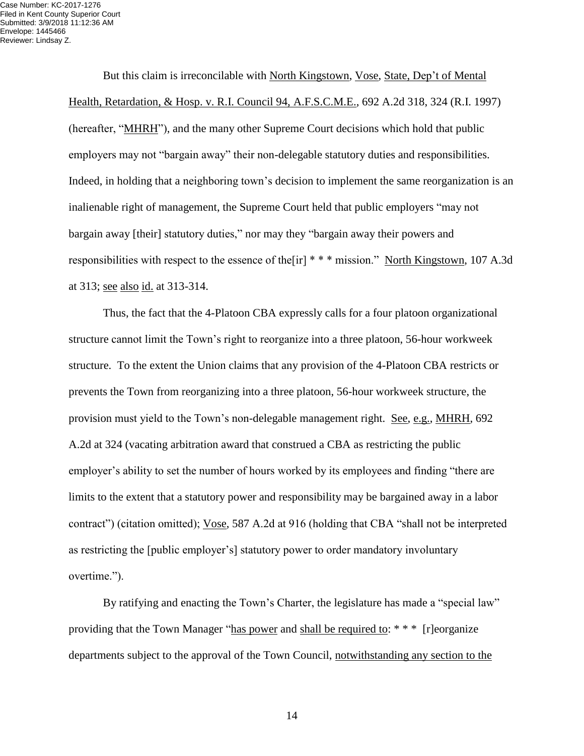But this claim is irreconcilable with North Kingstown, Vose, State, Dep't of Mental Health, Retardation, & Hosp. v. R.I. Council 94, A.F.S.C.M.E., 692 A.2d 318, 324 (R.I. 1997) (hereafter, "MHRH"), and the many other Supreme Court decisions which hold that public employers may not "bargain away" their non-delegable statutory duties and responsibilities. Indeed, in holding that a neighboring town's decision to implement the same reorganization is an inalienable right of management, the Supreme Court held that public employers "may not bargain away [their] statutory duties," nor may they "bargain away their powers and responsibilities with respect to the essence of the[ir] * * * mission." North Kingstown, 107 A.3d at 313; see also id. at 313-314.

Thus, the fact that the 4-Platoon CBA expressly calls for a four platoon organizational structure cannot limit the Town's right to reorganize into a three platoon, 56-hour workweek structure. To the extent the Union claims that any provision of the 4-Platoon CBA restricts or prevents the Town from reorganizing into a three platoon, 56-hour workweek structure, the provision must yield to the Town's non-delegable management right. See, e.g., MHRH, 692 A.2d at 324 (vacating arbitration award that construed a CBA as restricting the public employer's ability to set the number of hours worked by its employees and finding "there are limits to the extent that a statutory power and responsibility may be bargained away in a labor contract") (citation omitted); Vose, 587 A.2d at 916 (holding that CBA "shall not be interpreted as restricting the [public employer's] statutory power to order mandatory involuntary overtime.").

By ratifying and enacting the Town's Charter, the legislature has made a "special law" providing that the Town Manager "has power and shall be required to: * * * [r]eorganize departments subject to the approval of the Town Council, notwithstanding any section to the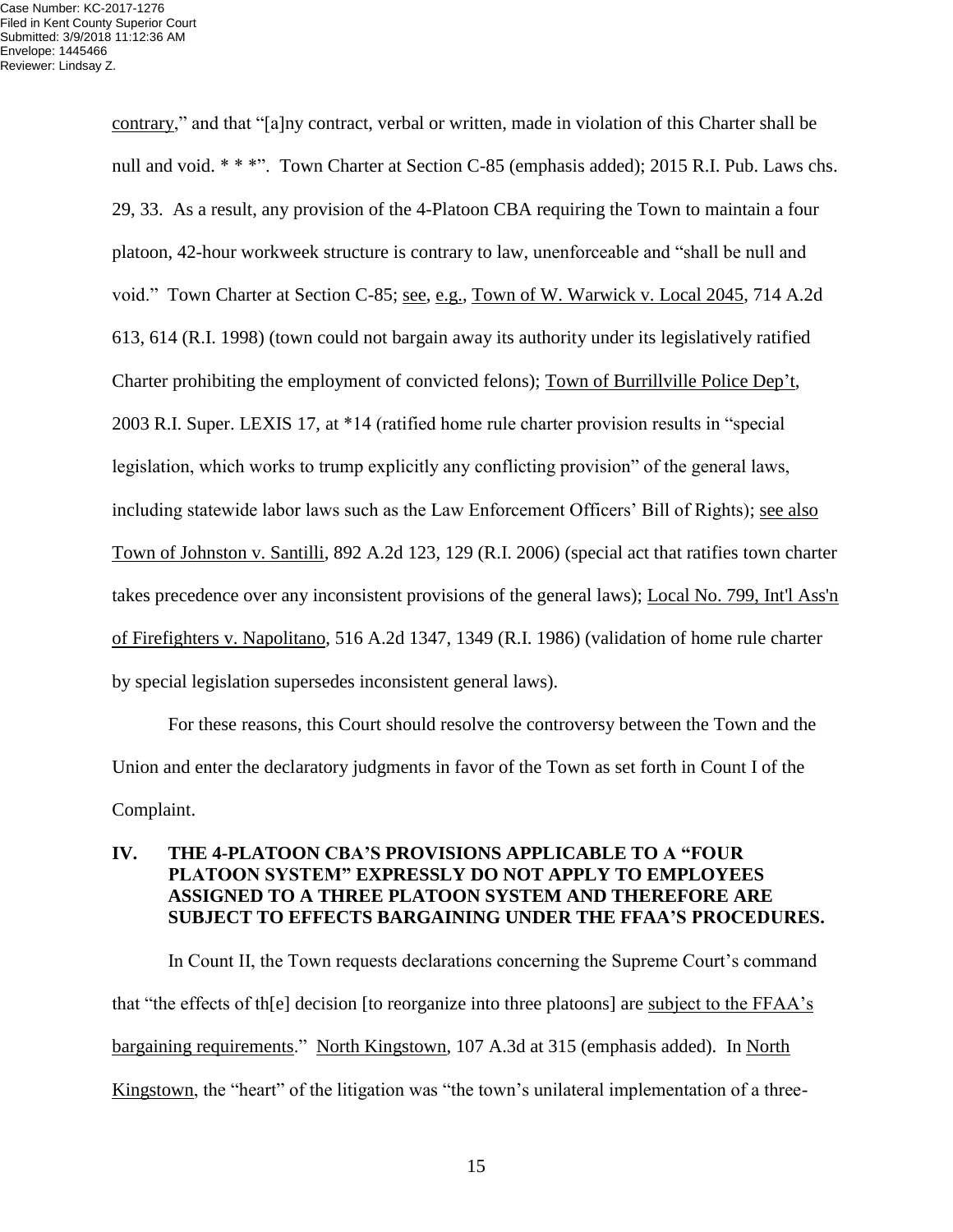contrary," and that "[a]ny contract, verbal or written, made in violation of this Charter shall be null and void. * * *". Town Charter at Section C-85 (emphasis added); 2015 R.I. Pub. Laws chs. 29, 33. As a result, any provision of the 4-Platoon CBA requiring the Town to maintain a four platoon, 42-hour workweek structure is contrary to law, unenforceable and "shall be null and void." Town Charter at Section C-85; see, e.g., Town of W. Warwick v. Local 2045, 714 A.2d 613, 614 (R.I. 1998) (town could not bargain away its authority under its legislatively ratified Charter prohibiting the employment of convicted felons); Town of Burrillville Police Dep't, 2003 R.I. Super. LEXIS 17, at *14 (ratified home rule charter provision results in "special legislation, which works to trump explicitly any conflicting provision" of the general laws, including statewide labor laws such as the Law Enforcement Officers' Bill of Rights); see also Town of Johnston v. Santilli, 892 A.2d 123, 129 (R.I. 2006) (special act that ratifies town charter takes precedence over any inconsistent provisions of the general laws); Local No. 799, Int'l Ass'n of Firefighters v. Napolitano, 516 A.2d 1347, 1349 (R.I. 1986) (validation of home rule charter by special legislation supersedes inconsistent general laws).

For these reasons, this Court should resolve the controversy between the Town and the Union and enter the declaratory judgments in favor of the Town as set forth in Count I of the Complaint.

## IV. THE 4-PLATOON CBA'S PROVISIONS APPLICABLE TO A "FOUR PLATOON SYSTEM" EXPRESSLY DO NOT APPLY TO EMPLOYEES ASSIGNED TO A THREE PLATOON SYSTEM AND THEREFORE ARE SUBJECT TO EFFECTS BARGAINING UNDER THE FFAA'S PROCEDURES.

In Count II, the Town requests declarations concerning the Supreme Court's command that "the effects of th[e] decision [to reorganize into three platoons] are subject to the FFAA's bargaining requirements." North Kingstown, 107 A.3d at 315 (emphasis added). In North Kingstown, the "heart" of the litigation was "the town's unilateral implementation of a three-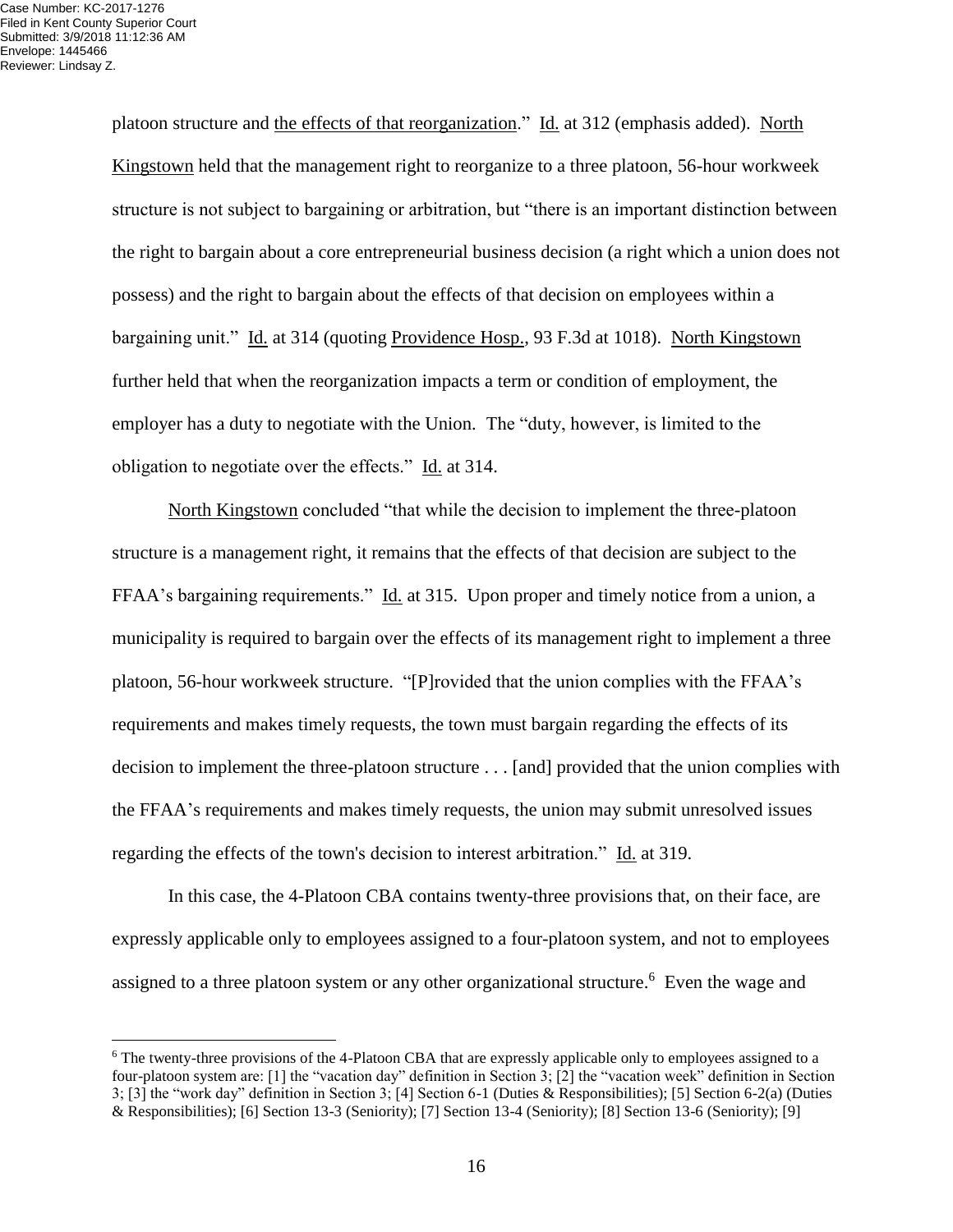platoon structure and the effects of that reorganization." Id. at 312 (emphasis added). North Kingstown held that the management right to reorganize to a three platoon, 56-hour workweek structure is not subject to bargaining or arbitration, but "there is an important distinction between the right to bargain about a core entrepreneurial business decision (a right which a union does not possess) and the right to bargain about the effects of that decision on employees within a bargaining unit." Id. at 314 (quoting Providence Hosp., 93 F.3d at 1018). North Kingstown further held that when the reorganization impacts a term or condition of employment, the employer has a duty to negotiate with the Union. The "duty, however, is limited to the obligation to negotiate over the effects." Id. at 314.

North Kingstown concluded "that while the decision to implement the three-platoon structure is a management right, it remains that the effects of that decision are subject to the FFAA's bargaining requirements." Id. at 315. Upon proper and timely notice from a union, a municipality is required to bargain over the effects of its management right to implement a three platoon, 56-hour workweek structure. "[P]rovided that the union complies with the FFAA's requirements and makes timely requests, the town must bargain regarding the effects of its decision to implement the three-platoon structure . . . [and] provided that the union complies with the FFAA's requirements and makes timely requests, the union may submit unresolved issues regarding the effects of the town's decision to interest arbitration." Id. at 319.

In this case, the 4-Platoon CBA contains twenty-three provisions that, on their face, are expressly applicable only to employees assigned to a four-platoon system, and not to employees assigned to a three platoon system or any other organizational structure.[6] Even the wage and

[6] The twenty-three provisions of the 4-Platoon CBA that are expressly applicable only to employees assigned to a four-platoon system are: [1] the "vacation day" definition in Section 3; [2] the "vacation week" definition in Section 3; [3] the "work day" definition in Section 3; [4] Section 6-1 (Duties & Responsibilities); [5] Section 6-2(a) (Duties & Responsibilities); [6] Section 13-3 (Seniority); [7] Section 13-4 (Seniority); [8] Section 13-6 (Seniority); [9]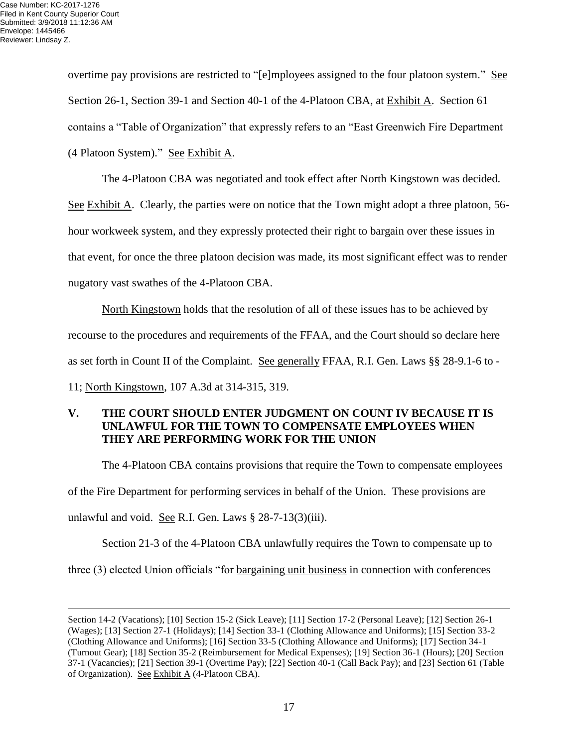overtime pay provisions are restricted to "[e]mployees assigned to the four platoon system." See Section 26-1, Section 39-1 and Section 40-1 of the 4-Platoon CBA, at Exhibit A. Section 61 contains a "Table of Organization" that expressly refers to an "East Greenwich Fire Department (4 Platoon System)." See Exhibit A.

The 4-Platoon CBA was negotiated and took effect after North Kingstown was decided. See Exhibit A. Clearly, the parties were on notice that the Town might adopt a three platoon, 56-hour workweek system, and they expressly protected their right to bargain over these issues in that event, for once the three platoon decision was made, its most significant effect was to render nugatory vast swathes of the 4-Platoon CBA.

North Kingstown holds that the resolution of all of these issues has to be achieved by recourse to the procedures and requirements of the FFAA, and the Court should so declare here as set forth in Count II of the Complaint. See generally FFAA, R.I. Gen. Laws §§ 28-9.1-6 to -11; North Kingstown, 107 A.3d at 314-315, 319.

## V. THE COURT SHOULD ENTER JUDGMENT ON COUNT IV BECAUSE IT IS UNLAWFUL FOR THE TOWN TO COMPENSATE EMPLOYEES WHEN THEY ARE PERFORMING WORK FOR THE UNION

The 4-Platoon CBA contains provisions that require the Town to compensate employees of the Fire Department for performing services in behalf of the Union. These provisions are unlawful and void. See R.I. Gen. Laws § 28-7-13(3)(iii).

Section 21-3 of the 4-Platoon CBA unlawfully requires the Town to compensate up to three (3) elected Union officials "for bargaining unit business in connection with conferences

---

Section 14-2 (Vacations); [10] Section 15-2 (Sick Leave); [11] Section 17-2 (Personal Leave); [12] Section 26-1 (Wages); [13] Section 27-1 (Holidays); [14] Section 33-1 (Clothing Allowance and Uniforms); [15] Section 33-2 (Clothing Allowance and Uniforms); [16] Section 33-5 (Clothing Allowance and Uniforms); [17] Section 34-1 (Turnout Gear); [18] Section 35-2 (Reimbursement for Medical Expenses); [19] Section 36-1 (Hours); [20] Section 37-1 (Vacancies); [21] Section 39-1 (Overtime Pay); [22] Section 40-1 (Call Back Pay); and [23] Section 61 (Table of Organization). See Exhibit A (4-Platoon CBA).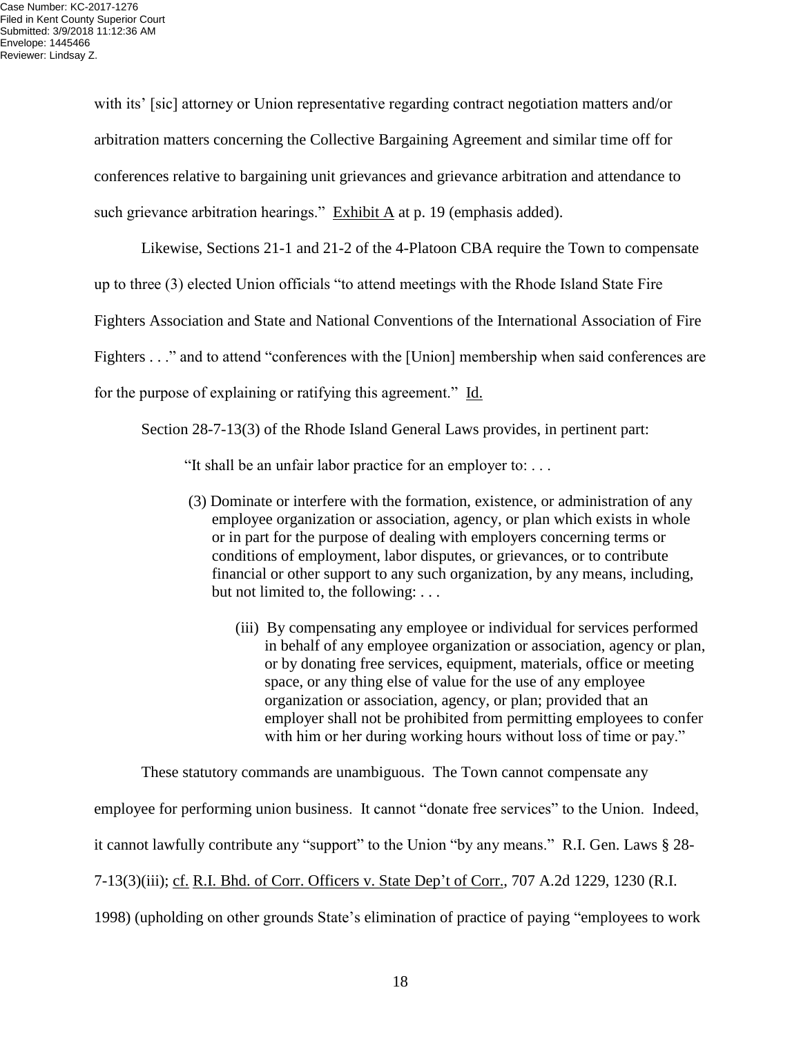with its' [sic] attorney or Union representative regarding contract negotiation matters and/or arbitration matters concerning the Collective Bargaining Agreement and similar time off for conferences relative to bargaining unit grievances and grievance arbitration and attendance to such grievance arbitration hearings." Exhibit A at p. 19 (emphasis added).

Likewise, Sections 21-1 and 21-2 of the 4-Platoon CBA require the Town to compensate up to three (3) elected Union officials "to attend meetings with the Rhode Island State Fire Fighters Association and State and National Conventions of the International Association of Fire Fighters . . ." and to attend "conferences with the [Union] membership when said conferences are for the purpose of explaining or ratifying this agreement." Id.

Section 28-7-13(3) of the Rhode Island General Laws provides, in pertinent part:

> "It shall be an unfair labor practice for an employer to: . . .
>
> (3) Dominate or interfere with the formation, existence, or administration of any employee organization or association, agency, or plan which exists in whole or in part for the purpose of dealing with employers concerning terms or conditions of employment, labor disputes, or grievances, or to contribute financial or other support to any such organization, by any means, including, but not limited to, the following: . . .
>
> (iii) By compensating any employee or individual for services performed in behalf of any employee organization or association, agency or plan, or by donating free services, equipment, materials, office or meeting space, or any thing else of value for the use of any employee organization or association, agency, or plan; provided that an employer shall not be prohibited from permitting employees to confer with him or her during working hours without loss of time or pay."

These statutory commands are unambiguous. The Town cannot compensate any employee for performing union business. It cannot "donate free services" to the Union. Indeed, it cannot lawfully contribute any "support" to the Union "by any means." R.I. Gen. Laws § 28-7-13(3)(iii); cf. R.I. Bhd. of Corr. Officers v. State Dep't of Corr., 707 A.2d 1229, 1230 (R.I. 1998) (upholding on other grounds State's elimination of practice of paying "employees to work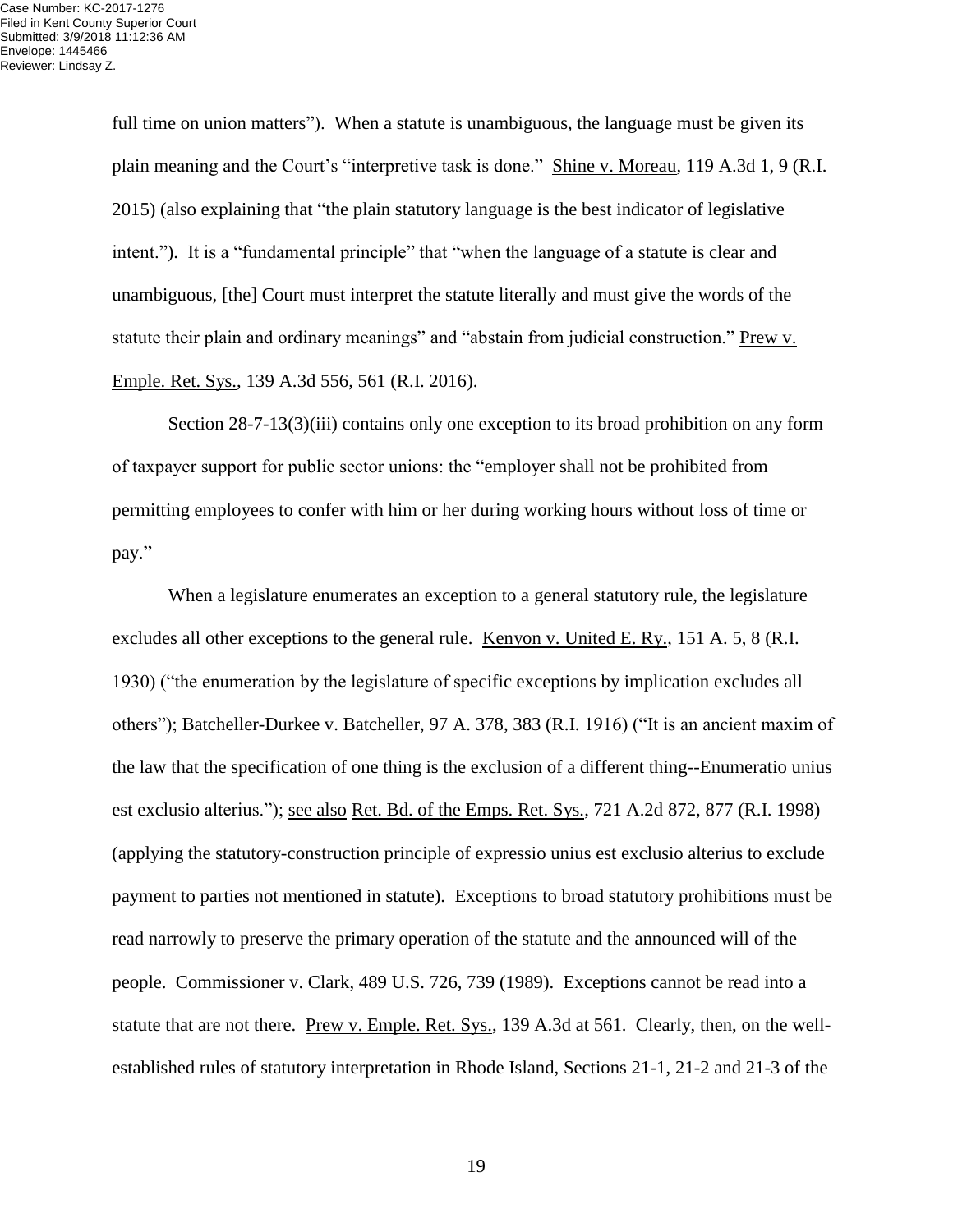full time on union matters"). When a statute is unambiguous, the language must be given its plain meaning and the Court's "interpretive task is done." Shine v. Moreau, 119 A.3d 1, 9 (R.I. 2015) (also explaining that "the plain statutory language is the best indicator of legislative intent."). It is a "fundamental principle" that "when the language of a statute is clear and unambiguous, [the] Court must interpret the statute literally and must give the words of the statute their plain and ordinary meanings" and "abstain from judicial construction." Prew v. Emple. Ret. Sys., 139 A.3d 556, 561 (R.I. 2016).

Section 28-7-13(3)(iii) contains only one exception to its broad prohibition on any form of taxpayer support for public sector unions: the "employer shall not be prohibited from permitting employees to confer with him or her during working hours without loss of time or pay."

When a legislature enumerates an exception to a general statutory rule, the legislature excludes all other exceptions to the general rule. Kenyon v. United E. Ry., 151 A. 5, 8 (R.I. 1930) ("the enumeration by the legislature of specific exceptions by implication excludes all others"); Batcheller-Durkee v. Batcheller, 97 A. 378, 383 (R.I. 1916) ("It is an ancient maxim of the law that the specification of one thing is the exclusion of a different thing--Enumeratio unius est exclusio alterius."); see also Ret. Bd. of the Emps. Ret. Sys., 721 A.2d 872, 877 (R.I. 1998) (applying the statutory-construction principle of expressio unius est exclusio alterius to exclude payment to parties not mentioned in statute). Exceptions to broad statutory prohibitions must be read narrowly to preserve the primary operation of the statute and the announced will of the people. Commissioner v. Clark, 489 U.S. 726, 739 (1989). Exceptions cannot be read into a statute that are not there. Prew v. Emple. Ret. Sys., 139 A.3d at 561. Clearly, then, on the well-established rules of statutory interpretation in Rhode Island, Sections 21-1, 21-2 and 21-3 of the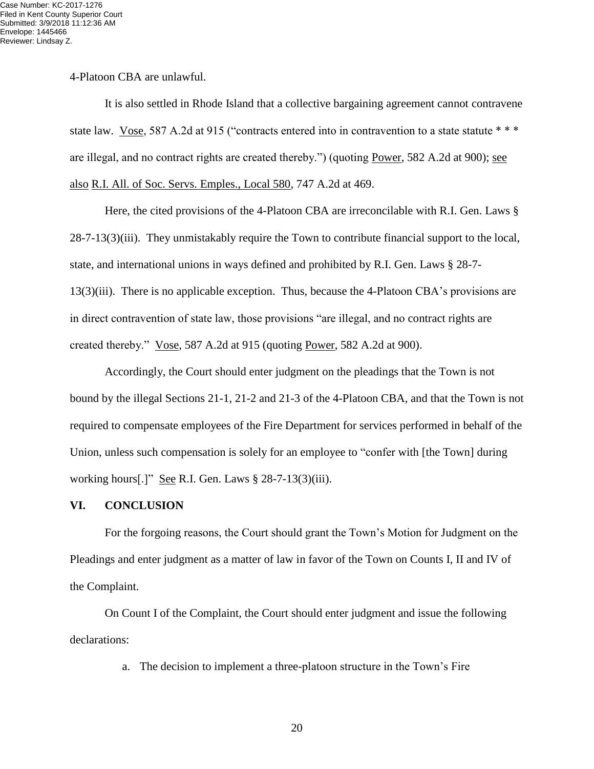4-Platoon CBA are unlawful.

It is also settled in Rhode Island that a collective bargaining agreement cannot contravene state law. Vose, 587 A.2d at 915 ("contracts entered into in contravention to a state statute * * * are illegal, and no contract rights are created thereby.") (quoting Power, 582 A.2d at 900); see also R.I. All. of Soc. Servs. Emples., Local 580, 747 A.2d at 469.

Here, the cited provisions of the 4-Platoon CBA are irreconcilable with R.I. Gen. Laws § 28-7-13(3)(iii). They unmistakably require the Town to contribute financial support to the local, state, and international unions in ways defined and prohibited by R.I. Gen. Laws § 28-7-13(3)(iii). There is no applicable exception. Thus, because the 4-Platoon CBA's provisions are in direct contravention of state law, those provisions "are illegal, and no contract rights are created thereby." Vose, 587 A.2d at 915 (quoting Power, 582 A.2d at 900).

Accordingly, the Court should enter judgment on the pleadings that the Town is not bound by the illegal Sections 21-1, 21-2 and 21-3 of the 4-Platoon CBA, and that the Town is not required to compensate employees of the Fire Department for services performed in behalf of the Union, unless such compensation is solely for an employee to "confer with [the Town] during working hours[.]" See R.I. Gen. Laws § 28-7-13(3)(iii).

## VI. CONCLUSION

For the forgoing reasons, the Court should grant the Town's Motion for Judgment on the Pleadings and enter judgment as a matter of law in favor of the Town on Counts I, II and IV of the Complaint.

On Count I of the Complaint, the Court should enter judgment and issue the following declarations:

a. The decision to implement a three-platoon structure in the Town's Fire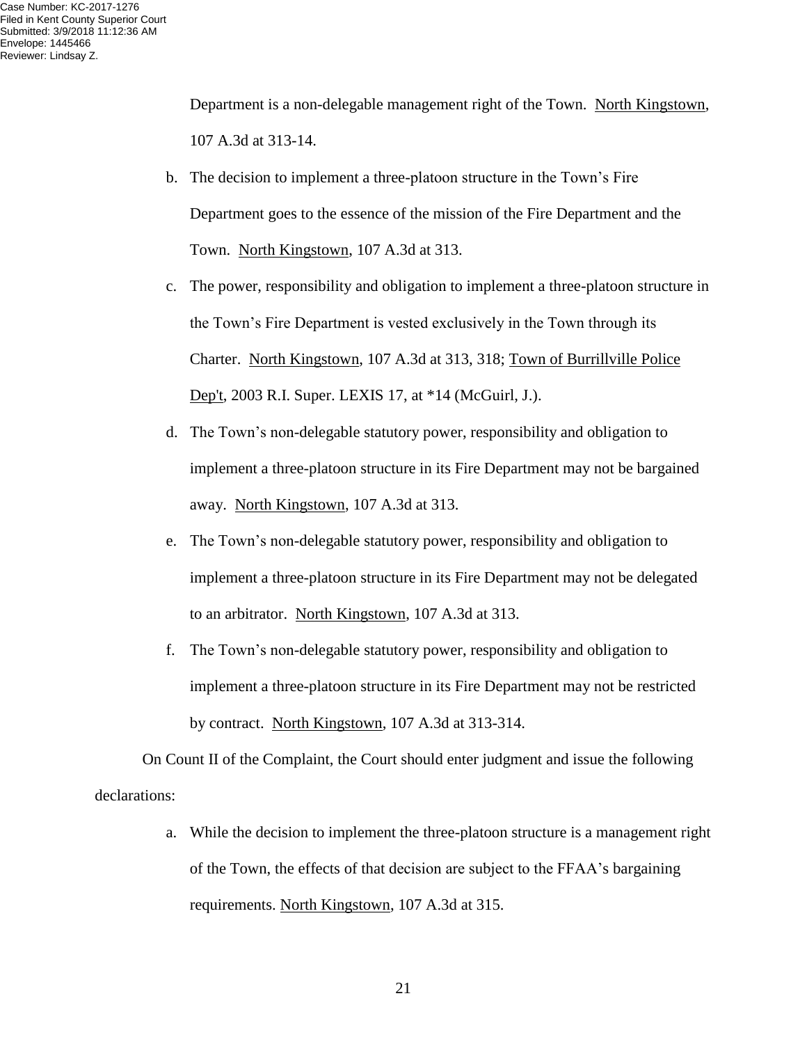Department is a non-delegable management right of the Town. North Kingstown, 107 A.3d at 313-14.

b. The decision to implement a three-platoon structure in the Town's Fire Department goes to the essence of the mission of the Fire Department and the Town. North Kingstown, 107 A.3d at 313.

c. The power, responsibility and obligation to implement a three-platoon structure in the Town's Fire Department is vested exclusively in the Town through its Charter. North Kingstown, 107 A.3d at 313, 318; Town of Burrillville Police Dep't, 2003 R.I. Super. LEXIS 17, at *14 (McGuirl, J.).

d. The Town's non-delegable statutory power, responsibility and obligation to implement a three-platoon structure in its Fire Department may not be bargained away. North Kingstown, 107 A.3d at 313.

e. The Town's non-delegable statutory power, responsibility and obligation to implement a three-platoon structure in its Fire Department may not be delegated to an arbitrator. North Kingstown, 107 A.3d at 313.

f. The Town's non-delegable statutory power, responsibility and obligation to implement a three-platoon structure in its Fire Department may not be restricted by contract. North Kingstown, 107 A.3d at 313-314.

On Count II of the Complaint, the Court should enter judgment and issue the following declarations:

a. While the decision to implement the three-platoon structure is a management right of the Town, the effects of that decision are subject to the FFAA's bargaining requirements. North Kingstown, 107 A.3d at 315.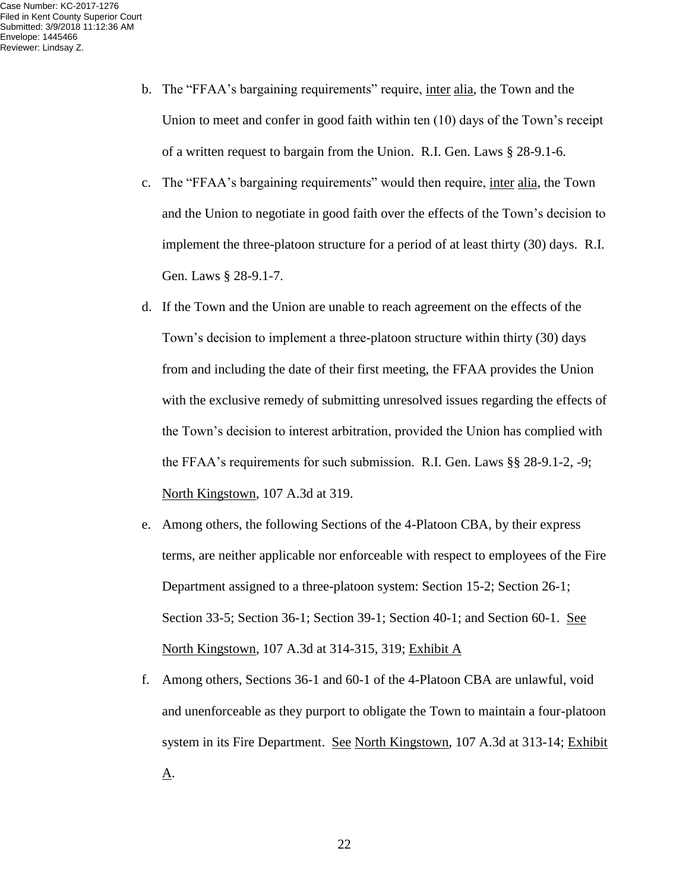b. The "FFAA's bargaining requirements" require, inter alia, the Town and the Union to meet and confer in good faith within ten (10) days of the Town's receipt of a written request to bargain from the Union. R.I. Gen. Laws § 28-9.1-6.

c. The "FFAA's bargaining requirements" would then require, inter alia, the Town and the Union to negotiate in good faith over the effects of the Town's decision to implement the three-platoon structure for a period of at least thirty (30) days. R.I. Gen. Laws § 28-9.1-7.

d. If the Town and the Union are unable to reach agreement on the effects of the Town's decision to implement a three-platoon structure within thirty (30) days from and including the date of their first meeting, the FFAA provides the Union with the exclusive remedy of submitting unresolved issues regarding the effects of the Town's decision to interest arbitration, provided the Union has complied with the FFAA's requirements for such submission. R.I. Gen. Laws §§ 28-9.1-2, -9; North Kingstown, 107 A.3d at 319.

e. Among others, the following Sections of the 4-Platoon CBA, by their express terms, are neither applicable nor enforceable with respect to employees of the Fire Department assigned to a three-platoon system: Section 15-2; Section 26-1; Section 33-5; Section 36-1; Section 39-1; Section 40-1; and Section 60-1. See North Kingstown, 107 A.3d at 314-315, 319; Exhibit A

f. Among others, Sections 36-1 and 60-1 of the 4-Platoon CBA are unlawful, void and unenforceable as they purport to obligate the Town to maintain a four-platoon system in its Fire Department. See North Kingstown, 107 A.3d at 313-14; Exhibit A.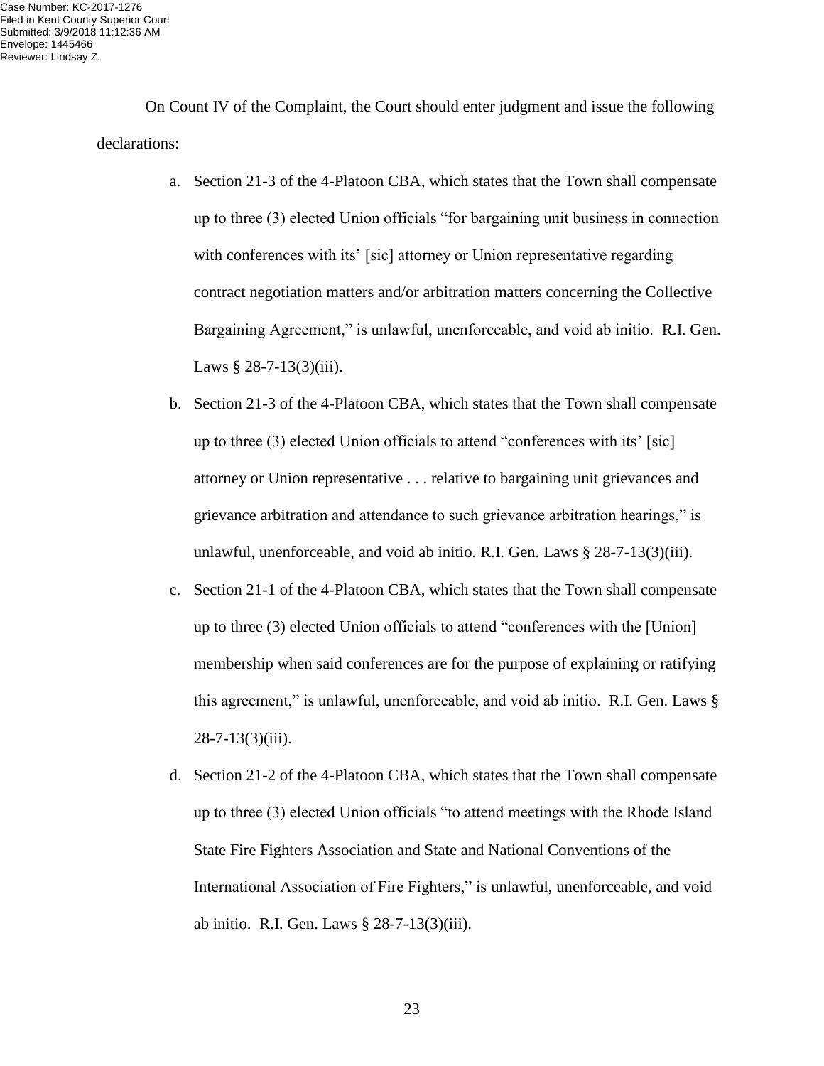On Count IV of the Complaint, the Court should enter judgment and issue the following declarations:

a. Section 21-3 of the 4-Platoon CBA, which states that the Town shall compensate up to three (3) elected Union officials "for bargaining unit business in connection with conferences with its' [sic] attorney or Union representative regarding contract negotiation matters and/or arbitration matters concerning the Collective Bargaining Agreement," is unlawful, unenforceable, and void ab initio. R.I. Gen. Laws § 28-7-13(3)(iii).

b. Section 21-3 of the 4-Platoon CBA, which states that the Town shall compensate up to three (3) elected Union officials to attend "conferences with its' [sic] attorney or Union representative . . . relative to bargaining unit grievances and grievance arbitration and attendance to such grievance arbitration hearings," is unlawful, unenforceable, and void ab initio. R.I. Gen. Laws § 28-7-13(3)(iii).

c. Section 21-1 of the 4-Platoon CBA, which states that the Town shall compensate up to three (3) elected Union officials to attend "conferences with the [Union] membership when said conferences are for the purpose of explaining or ratifying this agreement," is unlawful, unenforceable, and void ab initio. R.I. Gen. Laws § 28-7-13(3)(iii).

d. Section 21-2 of the 4-Platoon CBA, which states that the Town shall compensate up to three (3) elected Union officials "to attend meetings with the Rhode Island State Fire Fighters Association and State and National Conventions of the International Association of Fire Fighters," is unlawful, unenforceable, and void ab initio. R.I. Gen. Laws § 28-7-13(3)(iii).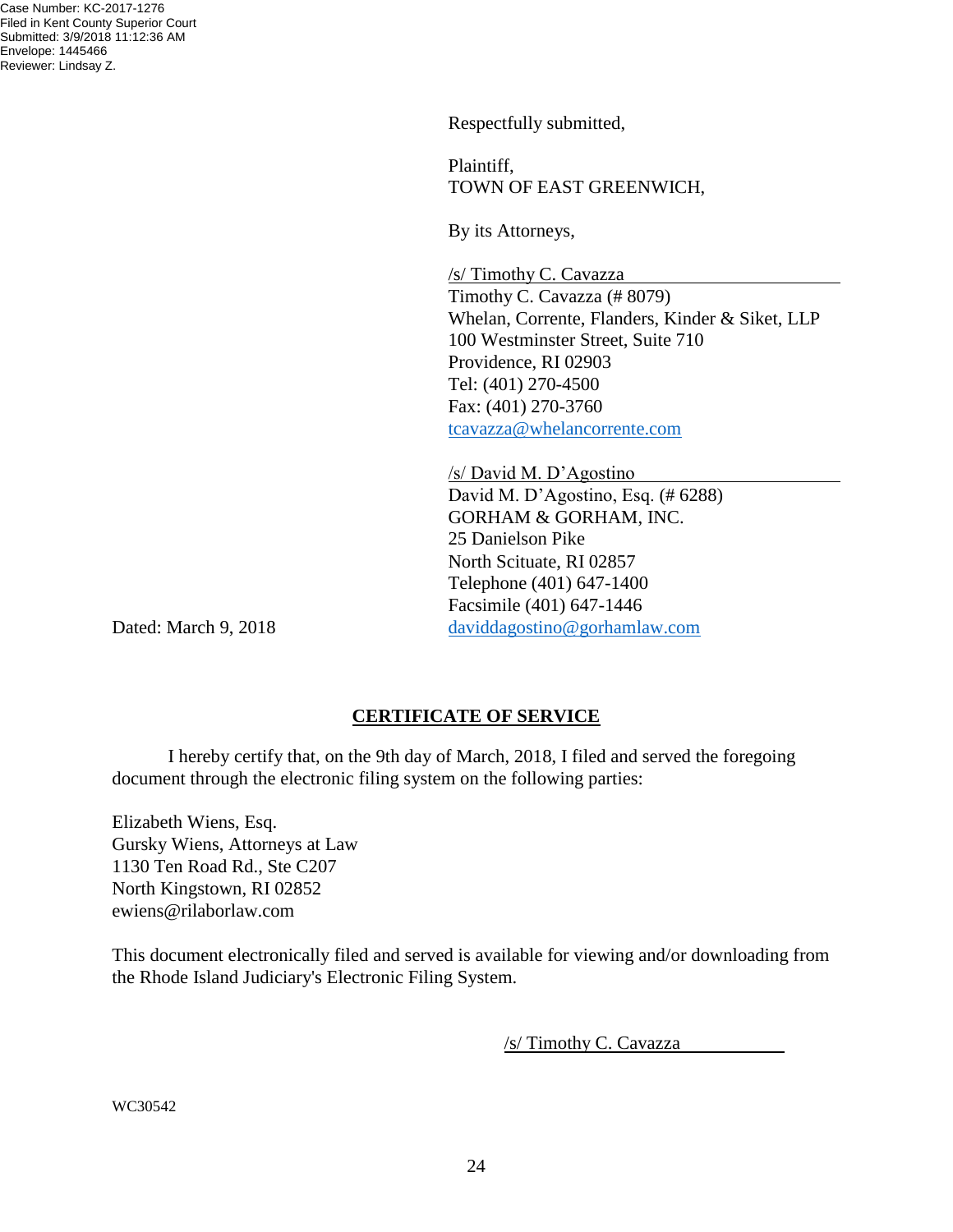Case Number: KC-2017-1276
Filed in Kent County Superior Court
Submitted: 3/9/2018 11:12:36 AM
Envelope: 1445466
Reviewer: Lindsay Z.

Respectfully submitted,

Plaintiff,
TOWN OF EAST GREENWICH,

By its Attorneys,

/s/ Timothy C. Cavazza
Timothy C. Cavazza (# 8079)
Whelan, Corrente, Flanders, Kinder & Siket, LLP
100 Westminster Street, Suite 710
Providence, RI 02903
Tel: (401) 270-4500
Fax: (401) 270-3760
tcavazza@whelancorrente.com

/s/ David M. D'Agostino
David M. D'Agostino, Esq. (# 6288)
GORHAM & GORHAM, INC.
25 Danielson Pike
North Scituate, RI 02857
Telephone (401) 647-1400
Facsimile (401) 647-1446
daviddagostino@gorhamlaw.com

Dated: March 9, 2018

## CERTIFICATE OF SERVICE

I hereby certify that, on the 9th day of March, 2018, I filed and served the foregoing document through the electronic filing system on the following parties:

Elizabeth Wiens, Esq.
Gursky Wiens, Attorneys at Law
1130 Ten Road Rd., Ste C207
North Kingstown, RI 02852
ewiens@rilaborlaw.com

This document electronically filed and served is available for viewing and/or downloading from the Rhode Island Judiciary's Electronic Filing System.

/s/ Timothy C. Cavazza

WC30542